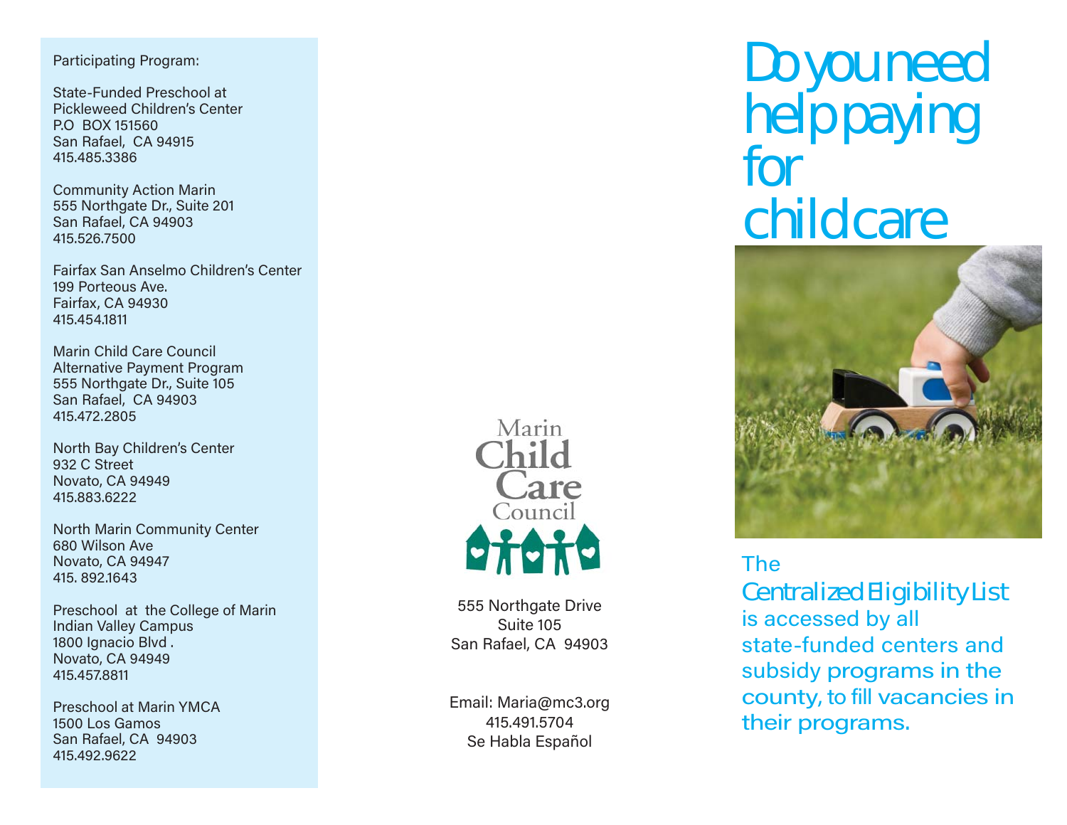Participating Program:

State-Funded Preschool at
Pickleweed Children's Center
P.O BOX 151560
San Rafael, CA 94915
415.485.3386

Community Action Marin
555 Northgate Dr., Suite 201
San Rafael, CA 94903
415.526.7500

Fairfax San Anselmo Children's Center
199 Porteous Ave.
Fairfax, CA 94930
415.454.1811

Marin Child Care Council
Alternative Payment Program
555 Northgate Dr., Suite 105
San Rafael, CA 94903
415.472.2805

North Bay Children's Center
932 C Street
Novato, CA 94949
415.883.6222

North Marin Community Center
680 Wilson Ave
Novato, CA 94947
415. 892.1643

Preschool at the College of Marin
Indian Valley Campus
1800 Ignacio Blvd .
Novato, CA 94949
415.457.8811

Preschool at Marin YMCA
1500 Los Gamos
San Rafael, CA 94903
415.492.9622

Marin Child Care Council

555 Northgate Drive
Suite 105
San Rafael, CA 94903

Email: Maria@mc3.org
415.491.5704
Se Habla Español

# Do you need help paying for childcare

The Centralized Eligibility List is accessed by all state-funded centers and subsidy programs in the county, to fill vacancies in their programs.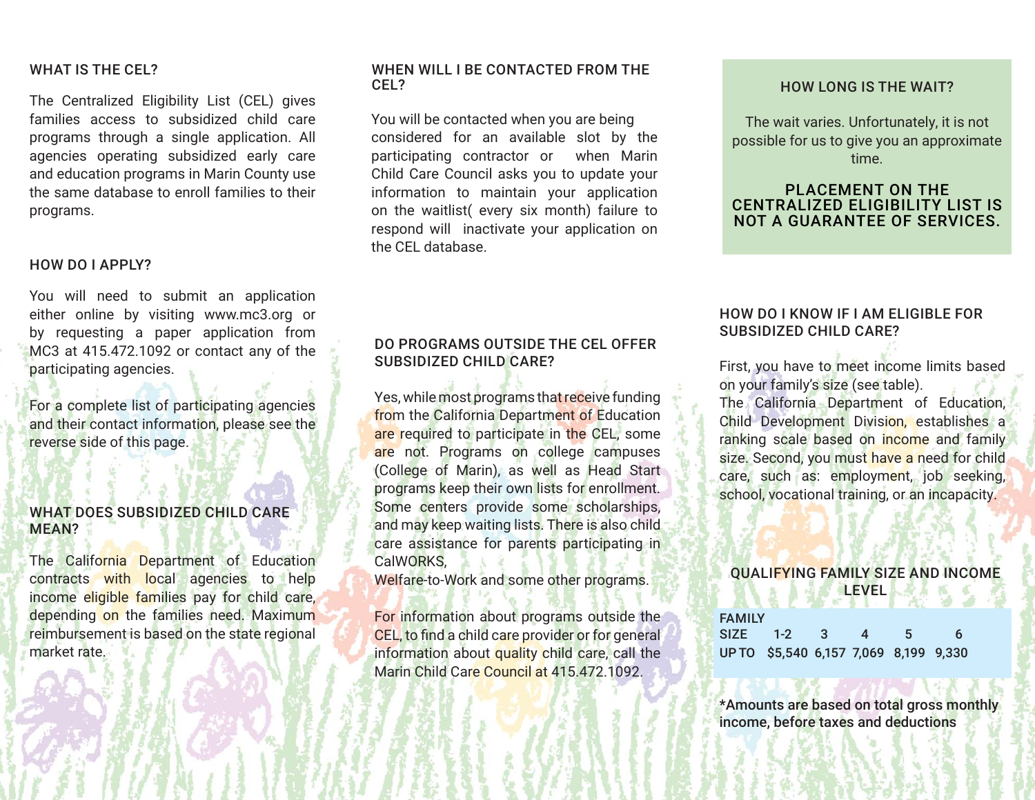## WHAT IS THE CEL?

The Centralized Eligibility List (CEL) gives families access to subsidized child care programs through a single application. All agencies operating subsidized early care and education programs in Marin County use the same database to enroll families to their programs.

## HOW DO I APPLY?

You will need to submit an application either online by visiting www.mc3.org or by requesting a paper application from MC3 at 415.472.1092 or contact any of the participating agencies.

For a complete list of participating agencies and their contact information, please see the reverse side of this page.

## WHAT DOES SUBSIDIZED CHILD CARE MEAN?

The California Department of Education contracts with local agencies to help income eligible families pay for child care, depending on the families need. Maximum reimbursement is based on the state regional market rate.

## WHEN WILL I BE CONTACTED FROM THE CEL?

You will be contacted when you are being considered for an available slot by the participating contractor or when Marin Child Care Council asks you to update your information to maintain your application on the waitlist( every six month) failure to respond will inactivate your application on the CEL database.

## DO PROGRAMS OUTSIDE THE CEL OFFER SUBSIDIZED CHILD CARE?

Yes, while most programs that receive funding from the California Department of Education are required to participate in the CEL, some are not. Programs on college campuses (College of Marin), as well as Head Start programs keep their own lists for enrollment. Some centers provide some scholarships, and may keep waiting lists. There is also child care assistance for parents participating in CalWORKS,
Welfare-to-Work and some other programs.

For information about programs outside the CEL, to find a child care provider or for general information about quality child care, call the Marin Child Care Council at 415.472.1092.

## HOW LONG IS THE WAIT?

The wait varies. Unfortunately, it is not possible for us to give you an approximate time.

**PLACEMENT ON THE CENTRALIZED ELIGIBILITY LIST IS NOT A GUARANTEE OF SERVICES.**

## HOW DO I KNOW IF I AM ELIGIBLE FOR SUBSIDIZED CHILD CARE?

First, you have to meet income limits based on your family's size (see table).
The California Department of Education, Child Development Division, establishes a ranking scale based on income and family size. Second, you must have a need for child care, such as: employment, job seeking, school, vocational training, or an incapacity.

## QUALIFYING FAMILY SIZE AND INCOME LEVEL

| FAMILY SIZE | 1-2 | 3 | 4 | 5 | 6 |
|---|---|---|---|---|---|
| UP TO | $5,540 | 6,157 | 7,069 | 8,199 | 9,330 |

**\*Amounts are based on total gross monthly income, before taxes and deductions**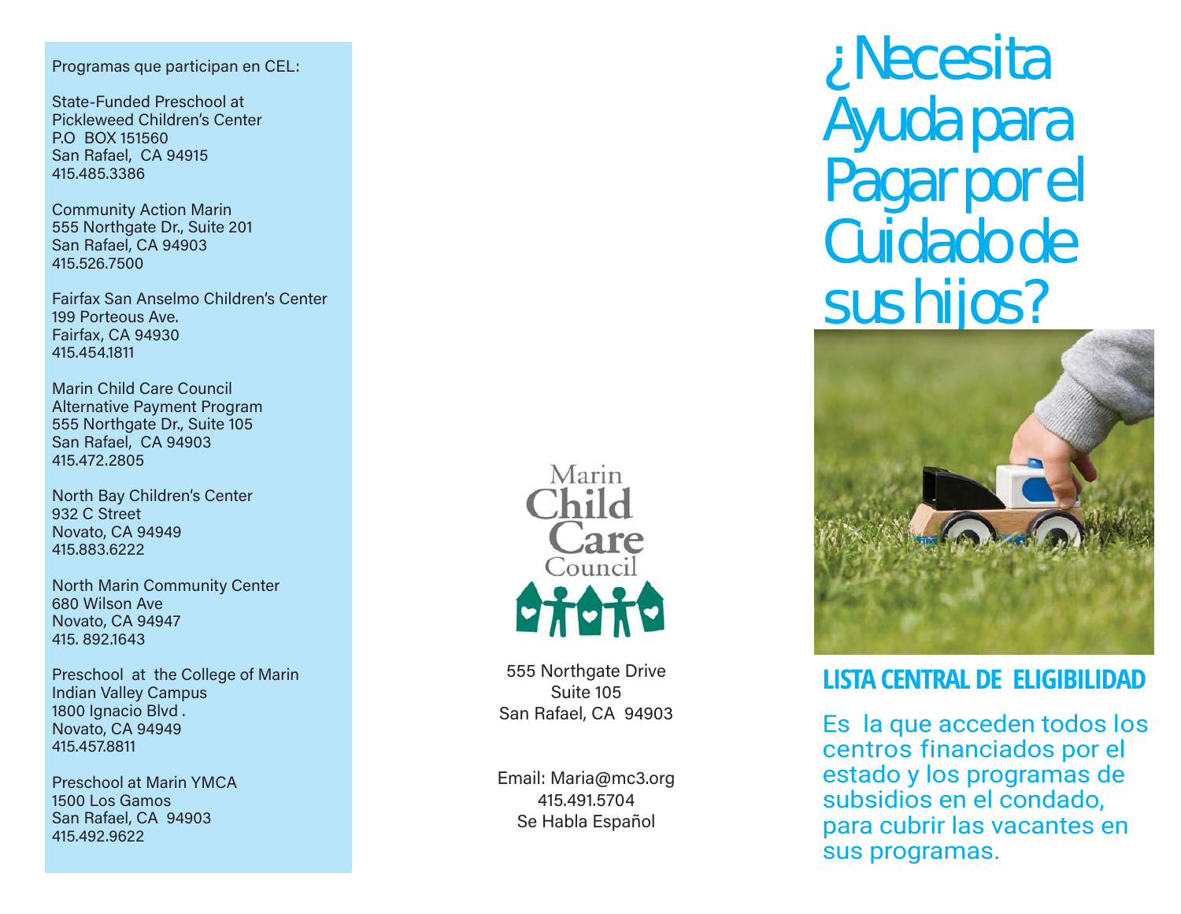Programas que participan en CEL:

State-Funded Preschool at
Pickleweed Children's Center
P.O BOX 151560
San Rafael, CA 94915
415.485.3386

Community Action Marin
555 Northgate Dr., Suite 201
San Rafael, CA 94903
415.526.7500

Fairfax San Anselmo Children's Center
199 Porteous Ave.
Fairfax, CA 94930
415.454.1811

Marin Child Care Council
Alternative Payment Program
555 Northgate Dr., Suite 105
San Rafael, CA 94903
415.472.2805

North Bay Children's Center
932 C Street
Novato, CA 94949
415.883.6222

North Marin Community Center
680 Wilson Ave
Novato, CA 94947
415. 892.1643

Preschool at the College of Marin
Indian Valley Campus
1800 Ignacio Blvd .
Novato, CA 94949
415.457.8811

Preschool at Marin YMCA
1500 Los Gamos
San Rafael, CA 94903
415.492.9622

Marin Child Care Council

555 Northgate Drive
Suite 105
San Rafael, CA 94903

Email: Maria@mc3.org
415.491.5704
Se Habla Español

# ¿Necesita Ayuda para Pagar por el Cuidado de sus hijos?

## LISTA CENTRAL DE ELIGIBILIDAD

Es la que acceden todos los centros financiados por el estado y los programas de subsidios en el condado, para cubrir las vacantes en sus programas.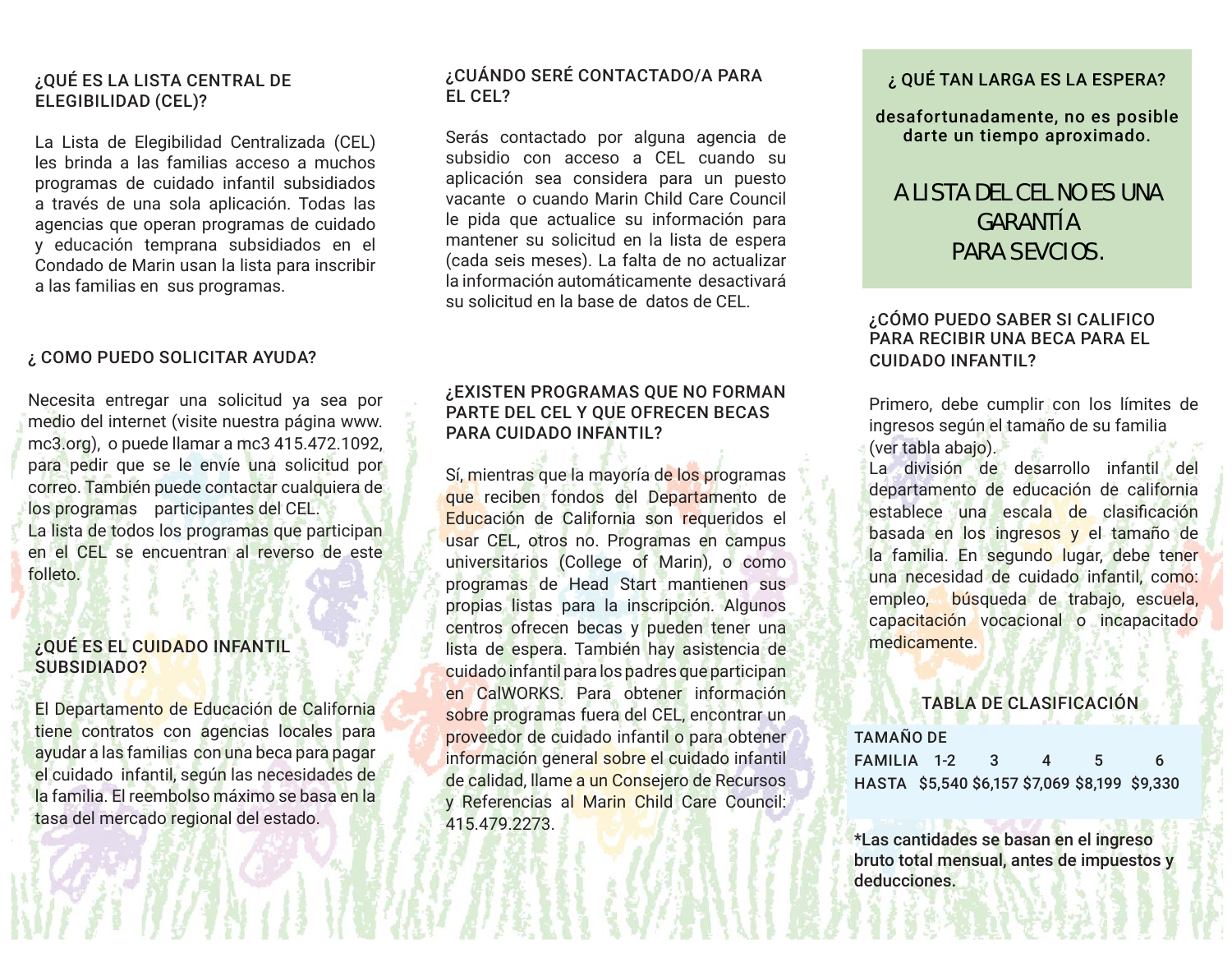## ¿QUÉ ES LA LISTA CENTRAL DE ELEGIBILIDAD (CEL)?

La Lista de Elegibilidad Centralizada (CEL) les brinda a las familias acceso a muchos programas de cuidado infantil subsidiados a través de una sola aplicación. Todas las agencias que operan programas de cuidado y educación temprana subsidiados en el Condado de Marin usan la lista para inscribir a las familias en sus programas.

## ¿ COMO PUEDO SOLICITAR AYUDA?

Necesita entregar una solicitud ya sea por medio del internet (visite nuestra página www.mc3.org), o puede llamar a mc3 415.472.1092, para pedir que se le envíe una solicitud por correo. También puede contactar cualquiera de los programas participantes del CEL.
La lista de todos los programas que participan en el CEL se encuentran al reverso de este folleto.

## ¿QUÉ ES EL CUIDADO INFANTIL SUBSIDIADO?

El Departamento de Educación de California tiene contratos con agencias locales para ayudar a las familias con una beca para pagar el cuidado infantil, según las necesidades de la familia. El reembolso máximo se basa en la tasa del mercado regional del estado.

## ¿CUÁNDO SERÉ CONTACTADO/A PARA EL CEL?

Serás contactado por alguna agencia de subsidio con acceso a CEL cuando su aplicación sea considera para un puesto vacante o cuando Marin Child Care Council le pida que actualice su información para mantener su solicitud en la lista de espera (cada seis meses). La falta de no actualizar la información automáticamente desactivará su solicitud en la base de datos de CEL.

## ¿EXISTEN PROGRAMAS QUE NO FORMAN PARTE DEL CEL Y QUE OFRECEN BECAS PARA CUIDADO INFANTIL?

Sí, mientras que la mayoría de los programas que reciben fondos del Departamento de Educación de California son requeridos el usar CEL, otros no. Programas en campus universitarios (College of Marin), o como programas de Head Start mantienen sus propias listas para la inscripción. Algunos centros ofrecen becas y pueden tener una lista de espera. También hay asistencia de cuidado infantil para los padres que participan en CalWORKS. Para obtener información sobre programas fuera del CEL, encontrar un proveedor de cuidado infantil o para obtener información general sobre el cuidado infantil de calidad, llame a un Consejero de Recursos y Referencias al Marin Child Care Council: 415.479.2273.

## ¿ QUÉ TAN LARGA ES LA ESPERA?

**desafortunadamente, no es posible darte un tiempo aproximado.**

A LISTA DEL CEL NO ES UNA GARANTÍA PARA SEVCIOS.

## ¿CÓMO PUEDO SABER SI CALIFICO PARA RECIBIR UNA BECA PARA EL CUIDADO INFANTIL?

Primero, debe cumplir con los límites de ingresos según el tamaño de su familia (ver tabla abajo).
La división de desarrollo infantil del departamento de educación de california establece una escala de clasificación basada en los ingresos y el tamaño de la familia. En segundo lugar, debe tener una necesidad de cuidado infantil, como: empleo, búsqueda de trabajo, escuela, capacitación vocacional o incapacitado medicamente.

### TABLA DE CLASIFICACIÓN

| TAMAÑO DE FAMILIA | 1-2 | 3 | 4 | 5 | 6 |
|---|---|---|---|---|---|
| HASTA | $5,540 | $6,157 | $7,069 | $8,199 | $9,330 |

**\*Las cantidades se basan en el ingreso bruto total mensual, antes de impuestos y deducciones.**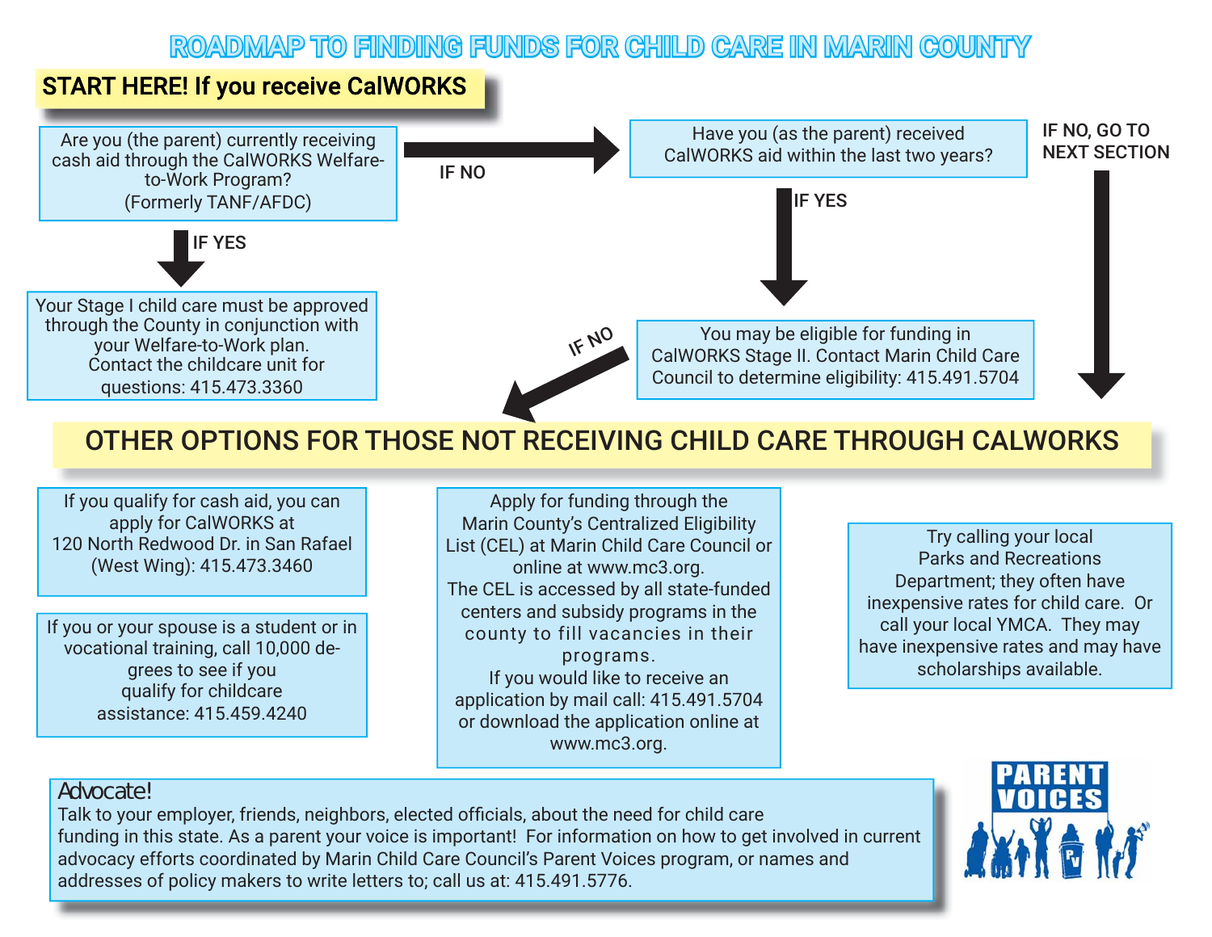# ROADMAP TO FINDING FUNDS FOR CHILD CARE IN MARIN COUNTY

## START HERE! If you receive CalWORKS

Are you (the parent) currently receiving cash aid through the CalWORKS Welfare-to-Work Program? (Formerly TANF/AFDC)

**IF YES**

Your Stage I child care must be approved through the County in conjunction with your Welfare-to-Work plan. Contact the childcare unit for questions: 415.473.3360

**IF NO**

Have you (as the parent) received CalWORKS aid within the last two years?

**IF YES**

You may be eligible for funding in CalWORKS Stage II. Contact Marin Child Care Council to determine eligibility: 415.491.5704

**IF NO**

**IF NO, GO TO NEXT SECTION**

## OTHER OPTIONS FOR THOSE NOT RECEIVING CHILD CARE THROUGH CALWORKS

If you qualify for cash aid, you can apply for CalWORKS at 120 North Redwood Dr. in San Rafael (West Wing): 415.473.3460

If you or your spouse is a student or in vocational training, call 10,000 degrees to see if you qualify for childcare assistance: 415.459.4240

Apply for funding through the Marin County's Centralized Eligibility List (CEL) at Marin Child Care Council or online at www.mc3.org.
The CEL is accessed by all state-funded centers and subsidy programs in the county to fill vacancies in their programs.
If you would like to receive an application by mail call: 415.491.5704 or download the application online at www.mc3.org.

Try calling your local Parks and Recreations Department; they often have inexpensive rates for child care. Or call your local YMCA. They may have inexpensive rates and may have scholarships available.

### Advocate!

Talk to your employer, friends, neighbors, elected officials, about the need for child care funding in this state. As a parent your voice is important! For information on how to get involved in current advocacy efforts coordinated by Marin Child Care Council's Parent Voices program, or names and addresses of policy makers to write letters to; call us at: 415.491.5776.

PARENT VOICES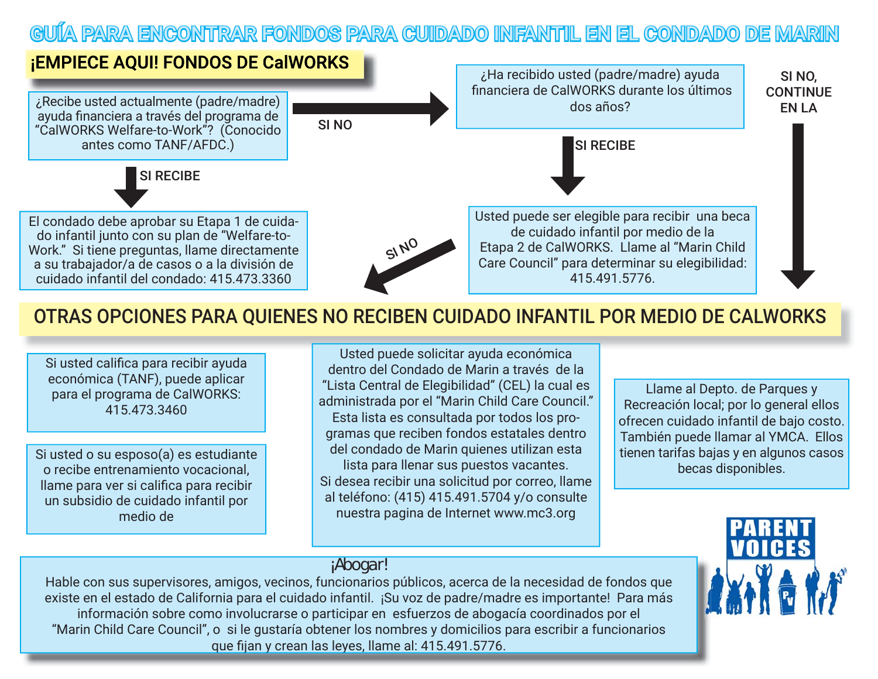# GUÍA PARA ENCONTRAR FONDOS PARA CUIDADO INFANTIL EN EL CONDADO DE MARIN

## ¡EMPIECE AQUI! FONDOS DE CalWORKS

¿Recibe usted actualmente (padre/madre) ayuda financiera a través del programa de "CalWORKS Welfare-to-Work"? (Conocido antes como TANF/AFDC.)

SI RECIBE

El condado debe aprobar su Etapa 1 de cuidado infantil junto con su plan de "Welfare-to-Work." Si tiene preguntas, llame directamente a su trabajador/a de casos o a la división de cuidado infantil del condado: 415.473.3360

SI NO

¿Ha recibido usted (padre/madre) ayuda financiera de CalWORKS durante los últimos dos años?

SI RECIBE

Usted puede ser elegible para recibir una beca de cuidado infantil por medio de la Etapa 2 de CalWORKS. Llame al "Marin Child Care Council" para determinar su elegibilidad: 415.491.5776.

SI NO

SI NO, CONTINUE EN LA

## OTRAS OPCIONES PARA QUIENES NO RECIBEN CUIDADO INFANTIL POR MEDIO DE CALWORKS

Si usted califica para recibir ayuda económica (TANF), puede aplicar para el programa de CalWORKS: 415.473.3460

Si usted o su esposo(a) es estudiante o recibe entrenamiento vocacional, llame para ver si califica para recibir un subsidio de cuidado infantil por medio de

Usted puede solicitar ayuda económica dentro del Condado de Marin a través de la "Lista Central de Elegibilidad" (CEL) la cual es administrada por el "Marin Child Care Council." Esta lista es consultada por todos los programas que reciben fondos estatales dentro del condado de Marin quienes utilizan esta lista para llenar sus puestos vacantes. Si desea recibir una solicitud por correo, llame al teléfono: (415) 415.491.5704 y/o consulte nuestra pagina de Internet www.mc3.org

Llame al Depto. de Parques y Recreación local; por lo general ellos ofrecen cuidado infantil de bajo costo. También puede llamar al YMCA. Ellos tienen tarifas bajas y en algunos casos becas disponibles.

### ¡Abogar!

Hable con sus supervisores, amigos, vecinos, funcionarios públicos, acerca de la necesidad de fondos que existe en el estado de California para el cuidado infantil. ¡Su voz de padre/madre es importante! Para más información sobre como involucrarse o participar en esfuerzos de abogacía coordinados por el "Marin Child Care Council", o si le gustaría obtener los nombres y domicilios para escribir a funcionarios que fijan y crean las leyes, llame al: 415.491.5776.

PARENT VOICES